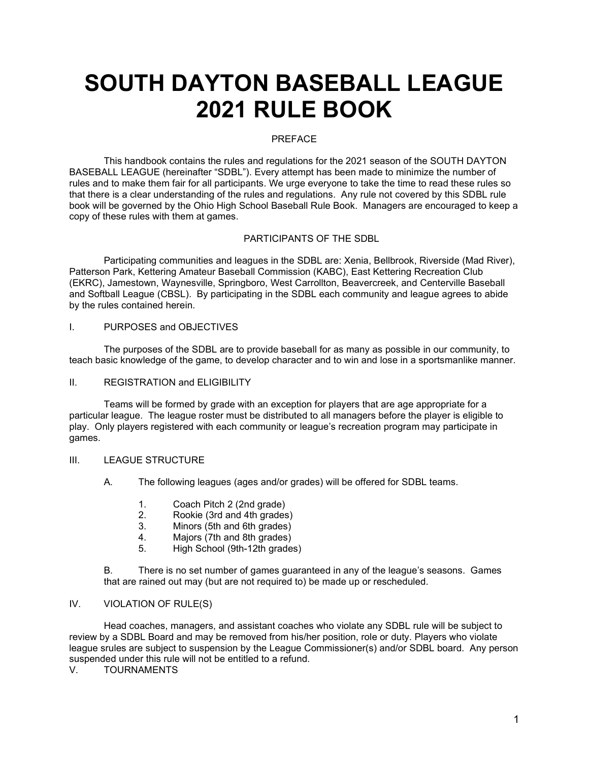# SOUTH DAYTON BASEBALL LEAGUE
# 2021 RULE BOOK

## PREFACE

This handbook contains the rules and regulations for the 2021 season of the SOUTH DAYTON BASEBALL LEAGUE (hereinafter "SDBL"). Every attempt has been made to minimize the number of rules and to make them fair for all participants. We urge everyone to take the time to read these rules so that there is a clear understanding of the rules and regulations. Any rule not covered by this SDBL rule book will be governed by the Ohio High School Baseball Rule Book. Managers are encouraged to keep a copy of these rules with them at games.

## PARTICIPANTS OF THE SDBL

Participating communities and leagues in the SDBL are: Xenia, Bellbrook, Riverside (Mad River), Patterson Park, Kettering Amateur Baseball Commission (KABC), East Kettering Recreation Club (EKRC), Jamestown, Waynesville, Springboro, West Carrollton, Beavercreek, and Centerville Baseball and Softball League (CBSL). By participating in the SDBL each community and league agrees to abide by the rules contained herein.

## I. PURPOSES and OBJECTIVES

The purposes of the SDBL are to provide baseball for as many as possible in our community, to teach basic knowledge of the game, to develop character and to win and lose in a sportsmanlike manner.

## II. REGISTRATION and ELIGIBILITY

Teams will be formed by grade with an exception for players that are age appropriate for a particular league. The league roster must be distributed to all managers before the player is eligible to play. Only players registered with each community or league's recreation program may participate in games.

## III. LEAGUE STRUCTURE

A. The following leagues (ages and/or grades) will be offered for SDBL teams.

1. Coach Pitch 2 (2nd grade)
2. Rookie (3rd and 4th grades)
3. Minors (5th and 6th grades)
4. Majors (7th and 8th grades)
5. High School (9th-12th grades)

B. There is no set number of games guaranteed in any of the league's seasons. Games that are rained out may (but are not required to) be made up or rescheduled.

## IV. VIOLATION OF RULE(S)

Head coaches, managers, and assistant coaches who violate any SDBL rule will be subject to review by a SDBL Board and may be removed from his/her position, role or duty. Players who violate league srules are subject to suspension by the League Commissioner(s) and/or SDBL board. Any person suspended under this rule will not be entitled to a refund.

## V. TOURNAMENTS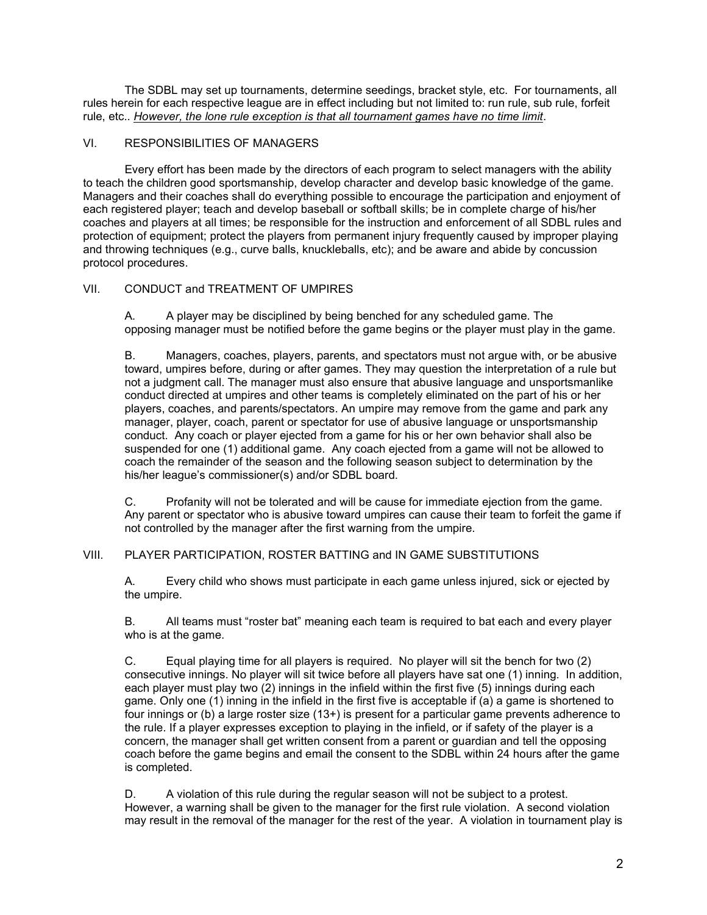The SDBL may set up tournaments, determine seedings, bracket style, etc. For tournaments, all rules herein for each respective league are in effect including but not limited to: run rule, sub rule, forfeit rule, etc.. *However, the lone rule exception is that all tournament games have no time limit*.

## VI. RESPONSIBILITIES OF MANAGERS

Every effort has been made by the directors of each program to select managers with the ability to teach the children good sportsmanship, develop character and develop basic knowledge of the game. Managers and their coaches shall do everything possible to encourage the participation and enjoyment of each registered player; teach and develop baseball or softball skills; be in complete charge of his/her coaches and players at all times; be responsible for the instruction and enforcement of all SDBL rules and protection of equipment; protect the players from permanent injury frequently caused by improper playing and throwing techniques (e.g., curve balls, knuckleballs, etc); and be aware and abide by concussion protocol procedures.

## VII. CONDUCT and TREATMENT OF UMPIRES

A. A player may be disciplined by being benched for any scheduled game. The opposing manager must be notified before the game begins or the player must play in the game.

B. Managers, coaches, players, parents, and spectators must not argue with, or be abusive toward, umpires before, during or after games. They may question the interpretation of a rule but not a judgment call. The manager must also ensure that abusive language and unsportsmanlike conduct directed at umpires and other teams is completely eliminated on the part of his or her players, coaches, and parents/spectators. An umpire may remove from the game and park any manager, player, coach, parent or spectator for use of abusive language or unsportsmanship conduct. Any coach or player ejected from a game for his or her own behavior shall also be suspended for one (1) additional game. Any coach ejected from a game will not be allowed to coach the remainder of the season and the following season subject to determination by the his/her league's commissioner(s) and/or SDBL board.

C. Profanity will not be tolerated and will be cause for immediate ejection from the game. Any parent or spectator who is abusive toward umpires can cause their team to forfeit the game if not controlled by the manager after the first warning from the umpire.

## VIII. PLAYER PARTICIPATION, ROSTER BATTING and IN GAME SUBSTITUTIONS

A. Every child who shows must participate in each game unless injured, sick or ejected by the umpire.

B. All teams must "roster bat" meaning each team is required to bat each and every player who is at the game.

C. Equal playing time for all players is required. No player will sit the bench for two (2) consecutive innings. No player will sit twice before all players have sat one (1) inning. In addition, each player must play two (2) innings in the infield within the first five (5) innings during each game. Only one (1) inning in the infield in the first five is acceptable if (a) a game is shortened to four innings or (b) a large roster size (13+) is present for a particular game prevents adherence to the rule. If a player expresses exception to playing in the infield, or if safety of the player is a concern, the manager shall get written consent from a parent or guardian and tell the opposing coach before the game begins and email the consent to the SDBL within 24 hours after the game is completed.

D. A violation of this rule during the regular season will not be subject to a protest. However, a warning shall be given to the manager for the first rule violation. A second violation may result in the removal of the manager for the rest of the year. A violation in tournament play is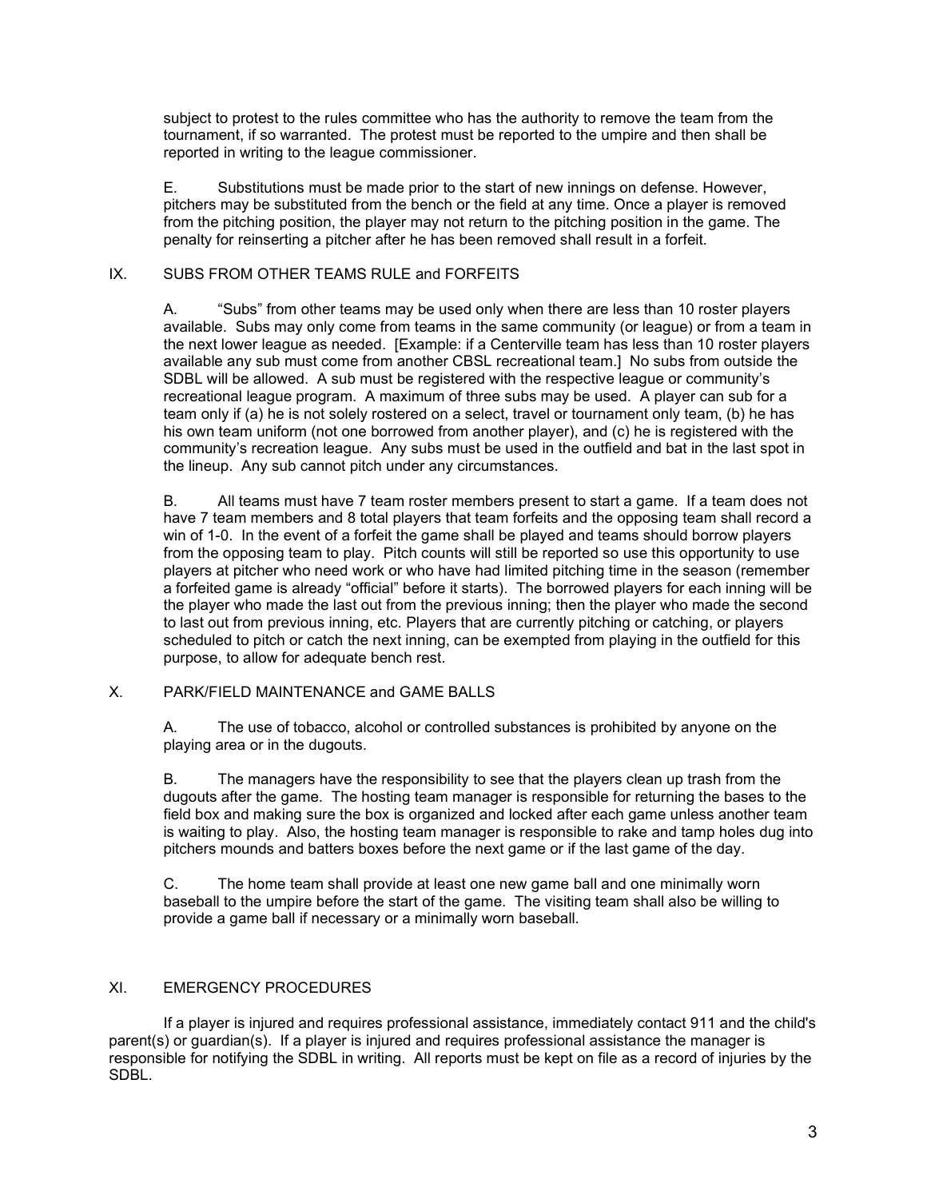subject to protest to the rules committee who has the authority to remove the team from the tournament, if so warranted. The protest must be reported to the umpire and then shall be reported in writing to the league commissioner.

E. Substitutions must be made prior to the start of new innings on defense. However, pitchers may be substituted from the bench or the field at any time. Once a player is removed from the pitching position, the player may not return to the pitching position in the game. The penalty for reinserting a pitcher after he has been removed shall result in a forfeit.

## IX. SUBS FROM OTHER TEAMS RULE and FORFEITS

A. "Subs" from other teams may be used only when there are less than 10 roster players available. Subs may only come from teams in the same community (or league) or from a team in the next lower league as needed. [Example: if a Centerville team has less than 10 roster players available any sub must come from another CBSL recreational team.] No subs from outside the SDBL will be allowed. A sub must be registered with the respective league or community's recreational league program. A maximum of three subs may be used. A player can sub for a team only if (a) he is not solely rostered on a select, travel or tournament only team, (b) he has his own team uniform (not one borrowed from another player), and (c) he is registered with the community's recreation league. Any subs must be used in the outfield and bat in the last spot in the lineup. Any sub cannot pitch under any circumstances.

B. All teams must have 7 team roster members present to start a game. If a team does not have 7 team members and 8 total players that team forfeits and the opposing team shall record a win of 1-0. In the event of a forfeit the game shall be played and teams should borrow players from the opposing team to play. Pitch counts will still be reported so use this opportunity to use players at pitcher who need work or who have had limited pitching time in the season (remember a forfeited game is already "official" before it starts). The borrowed players for each inning will be the player who made the last out from the previous inning; then the player who made the second to last out from previous inning, etc. Players that are currently pitching or catching, or players scheduled to pitch or catch the next inning, can be exempted from playing in the outfield for this purpose, to allow for adequate bench rest.

## X. PARK/FIELD MAINTENANCE and GAME BALLS

A. The use of tobacco, alcohol or controlled substances is prohibited by anyone on the playing area or in the dugouts.

B. The managers have the responsibility to see that the players clean up trash from the dugouts after the game. The hosting team manager is responsible for returning the bases to the field box and making sure the box is organized and locked after each game unless another team is waiting to play. Also, the hosting team manager is responsible to rake and tamp holes dug into pitchers mounds and batters boxes before the next game or if the last game of the day.

C. The home team shall provide at least one new game ball and one minimally worn baseball to the umpire before the start of the game. The visiting team shall also be willing to provide a game ball if necessary or a minimally worn baseball.

## XI. EMERGENCY PROCEDURES

If a player is injured and requires professional assistance, immediately contact 911 and the child's parent(s) or guardian(s). If a player is injured and requires professional assistance the manager is responsible for notifying the SDBL in writing. All reports must be kept on file as a record of injuries by the SDBL.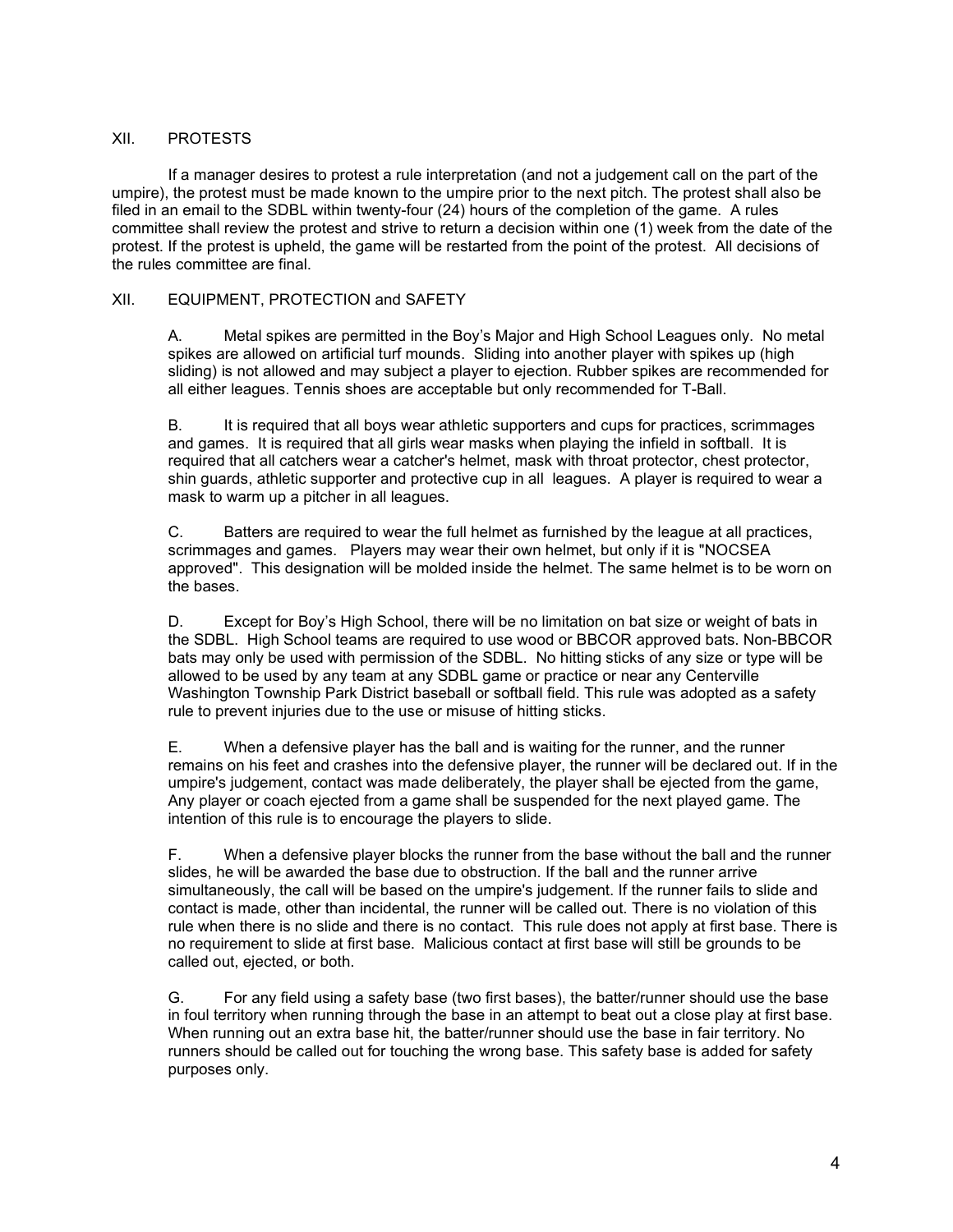## XII. PROTESTS

If a manager desires to protest a rule interpretation (and not a judgement call on the part of the umpire), the protest must be made known to the umpire prior to the next pitch. The protest shall also be filed in an email to the SDBL within twenty-four (24) hours of the completion of the game. A rules committee shall review the protest and strive to return a decision within one (1) week from the date of the protest. If the protest is upheld, the game will be restarted from the point of the protest. All decisions of the rules committee are final.

## XII. EQUIPMENT, PROTECTION and SAFETY

A. Metal spikes are permitted in the Boy's Major and High School Leagues only. No metal spikes are allowed on artificial turf mounds. Sliding into another player with spikes up (high sliding) is not allowed and may subject a player to ejection. Rubber spikes are recommended for all either leagues. Tennis shoes are acceptable but only recommended for T-Ball.

B. It is required that all boys wear athletic supporters and cups for practices, scrimmages and games. It is required that all girls wear masks when playing the infield in softball. It is required that all catchers wear a catcher's helmet, mask with throat protector, chest protector, shin guards, athletic supporter and protective cup in all leagues. A player is required to wear a mask to warm up a pitcher in all leagues.

C. Batters are required to wear the full helmet as furnished by the league at all practices, scrimmages and games. Players may wear their own helmet, but only if it is "NOCSEA approved". This designation will be molded inside the helmet. The same helmet is to be worn on the bases.

D. Except for Boy's High School, there will be no limitation on bat size or weight of bats in the SDBL. High School teams are required to use wood or BBCOR approved bats. Non-BBCOR bats may only be used with permission of the SDBL. No hitting sticks of any size or type will be allowed to be used by any team at any SDBL game or practice or near any Centerville Washington Township Park District baseball or softball field. This rule was adopted as a safety rule to prevent injuries due to the use or misuse of hitting sticks.

E. When a defensive player has the ball and is waiting for the runner, and the runner remains on his feet and crashes into the defensive player, the runner will be declared out. If in the umpire's judgement, contact was made deliberately, the player shall be ejected from the game, Any player or coach ejected from a game shall be suspended for the next played game. The intention of this rule is to encourage the players to slide.

F. When a defensive player blocks the runner from the base without the ball and the runner slides, he will be awarded the base due to obstruction. If the ball and the runner arrive simultaneously, the call will be based on the umpire's judgement. If the runner fails to slide and contact is made, other than incidental, the runner will be called out. There is no violation of this rule when there is no slide and there is no contact. This rule does not apply at first base. There is no requirement to slide at first base. Malicious contact at first base will still be grounds to be called out, ejected, or both.

G. For any field using a safety base (two first bases), the batter/runner should use the base in foul territory when running through the base in an attempt to beat out a close play at first base. When running out an extra base hit, the batter/runner should use the base in fair territory. No runners should be called out for touching the wrong base. This safety base is added for safety purposes only.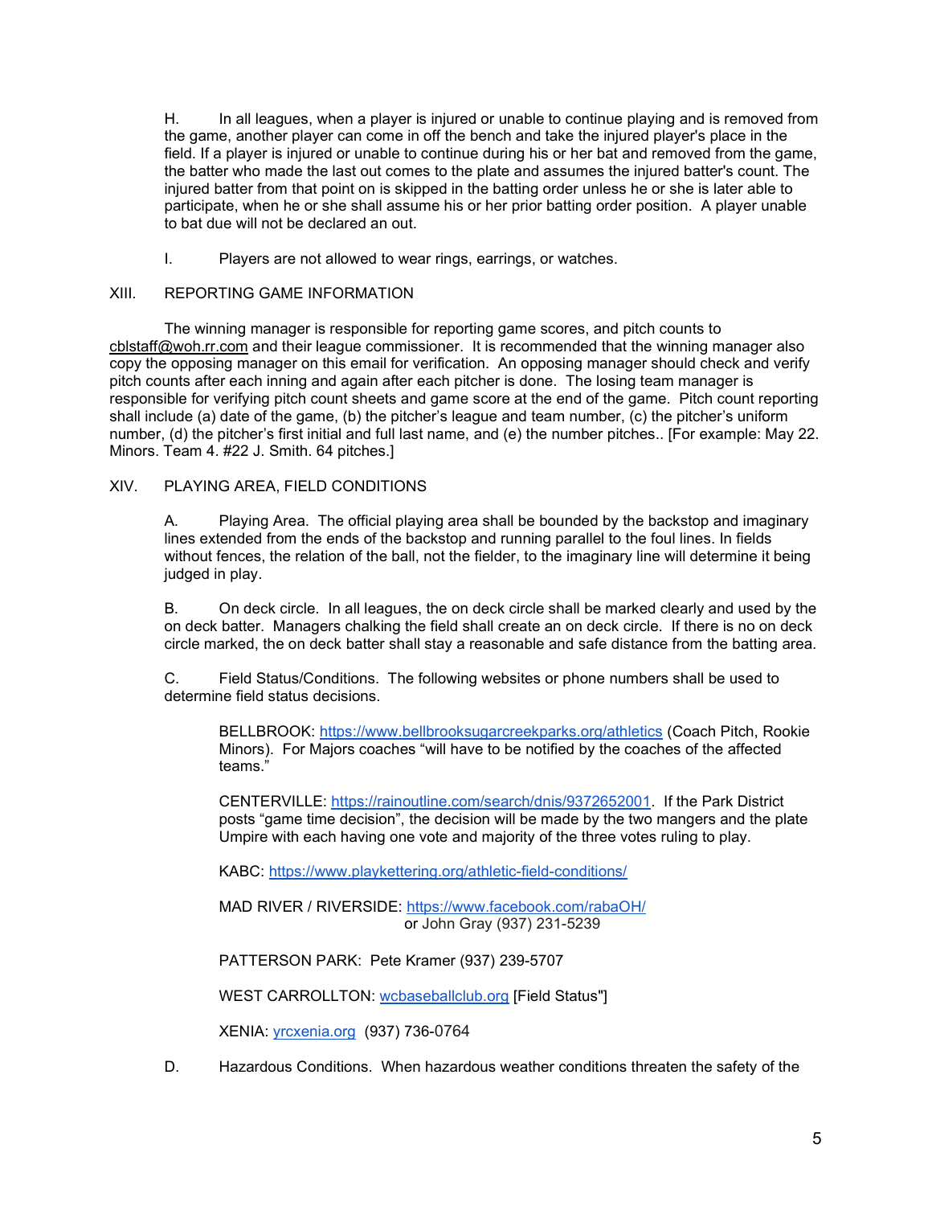H. In all leagues, when a player is injured or unable to continue playing and is removed from the game, another player can come in off the bench and take the injured player's place in the field. If a player is injured or unable to continue during his or her bat and removed from the game, the batter who made the last out comes to the plate and assumes the injured batter's count. The injured batter from that point on is skipped in the batting order unless he or she is later able to participate, when he or she shall assume his or her prior batting order position. A player unable to bat due will not be declared an out.

I. Players are not allowed to wear rings, earrings, or watches.

## XIII. REPORTING GAME INFORMATION

The winning manager is responsible for reporting game scores, and pitch counts to cblstaff@woh.rr.com and their league commissioner. It is recommended that the winning manager also copy the opposing manager on this email for verification. An opposing manager should check and verify pitch counts after each inning and again after each pitcher is done. The losing team manager is responsible for verifying pitch count sheets and game score at the end of the game. Pitch count reporting shall include (a) date of the game, (b) the pitcher's league and team number, (c) the pitcher's uniform number, (d) the pitcher's first initial and full last name, and (e) the number pitches.. [For example: May 22. Minors. Team 4. #22 J. Smith. 64 pitches.]

## XIV. PLAYING AREA, FIELD CONDITIONS

A. Playing Area. The official playing area shall be bounded by the backstop and imaginary lines extended from the ends of the backstop and running parallel to the foul lines. In fields without fences, the relation of the ball, not the fielder, to the imaginary line will determine it being judged in play.

B. On deck circle. In all leagues, the on deck circle shall be marked clearly and used by the on deck batter. Managers chalking the field shall create an on deck circle. If there is no on deck circle marked, the on deck batter shall stay a reasonable and safe distance from the batting area.

C. Field Status/Conditions. The following websites or phone numbers shall be used to determine field status decisions.

BELLBROOK: https://www.bellbrooksugarcreekparks.org/athletics (Coach Pitch, Rookie Minors). For Majors coaches "will have to be notified by the coaches of the affected teams."

CENTERVILLE: https://rainoutline.com/search/dnis/9372652001. If the Park District posts "game time decision", the decision will be made by the two mangers and the plate Umpire with each having one vote and majority of the three votes ruling to play.

KABC: https://www.playkettering.org/athletic-field-conditions/

MAD RIVER / RIVERSIDE: https://www.facebook.com/rabaOH/
or John Gray (937) 231-5239

PATTERSON PARK: Pete Kramer (937) 239-5707

WEST CARROLLTON: wcbaseballclub.org [Field Status"]

XENIA: yrcxenia.org (937) 736-0764

D. Hazardous Conditions. When hazardous weather conditions threaten the safety of the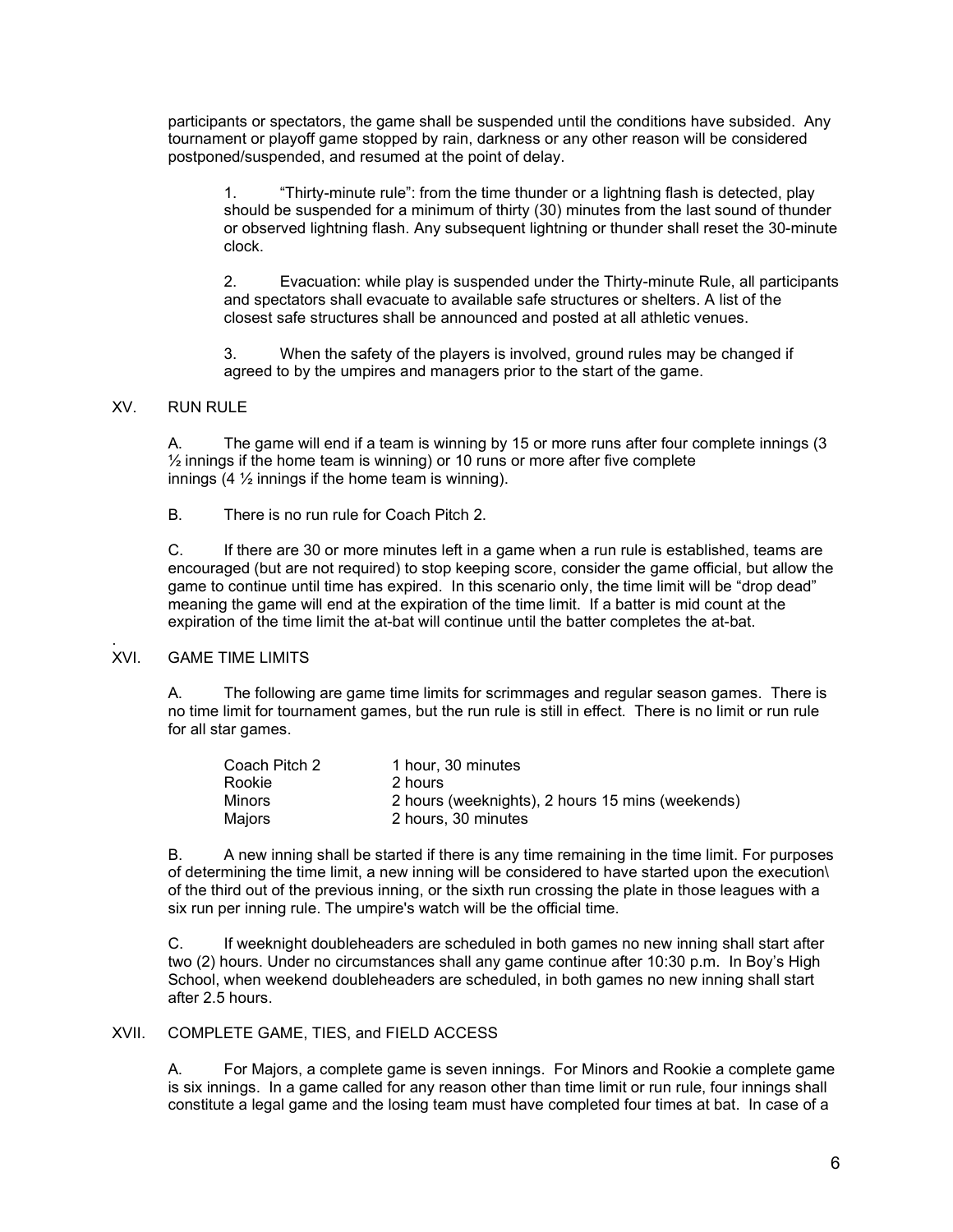participants or spectators, the game shall be suspended until the conditions have subsided. Any tournament or playoff game stopped by rain, darkness or any other reason will be considered postponed/suspended, and resumed at the point of delay.

1. "Thirty-minute rule": from the time thunder or a lightning flash is detected, play should be suspended for a minimum of thirty (30) minutes from the last sound of thunder or observed lightning flash. Any subsequent lightning or thunder shall reset the 30-minute clock.

2. Evacuation: while play is suspended under the Thirty-minute Rule, all participants and spectators shall evacuate to available safe structures or shelters. A list of the closest safe structures shall be announced and posted at all athletic venues.

3. When the safety of the players is involved, ground rules may be changed if agreed to by the umpires and managers prior to the start of the game.

## XV. RUN RULE

A. The game will end if a team is winning by 15 or more runs after four complete innings (3 ½ innings if the home team is winning) or 10 runs or more after five complete innings (4 ½ innings if the home team is winning).

B. There is no run rule for Coach Pitch 2.

C. If there are 30 or more minutes left in a game when a run rule is established, teams are encouraged (but are not required) to stop keeping score, consider the game official, but allow the game to continue until time has expired. In this scenario only, the time limit will be "drop dead" meaning the game will end at the expiration of the time limit. If a batter is mid count at the expiration of the time limit the at-bat will continue until the batter completes the at-bat.

## XVI. GAME TIME LIMITS

A. The following are game time limits for scrimmages and regular season games. There is no time limit for tournament games, but the run rule is still in effect. There is no limit or run rule for all star games.

| | |
|---|---|
| Coach Pitch 2 | 1 hour, 30 minutes |
| Rookie | 2 hours |
| Minors | 2 hours (weeknights), 2 hours 15 mins (weekends) |
| Majors | 2 hours, 30 minutes |

B. A new inning shall be started if there is any time remaining in the time limit. For purposes of determining the time limit, a new inning will be considered to have started upon the execution\ of the third out of the previous inning, or the sixth run crossing the plate in those leagues with a six run per inning rule. The umpire's watch will be the official time.

C. If weeknight doubleheaders are scheduled in both games no new inning shall start after two (2) hours. Under no circumstances shall any game continue after 10:30 p.m. In Boy's High School, when weekend doubleheaders are scheduled, in both games no new inning shall start after 2.5 hours.

## XVII. COMPLETE GAME, TIES, and FIELD ACCESS

A. For Majors, a complete game is seven innings. For Minors and Rookie a complete game is six innings. In a game called for any reason other than time limit or run rule, four innings shall constitute a legal game and the losing team must have completed four times at bat. In case of a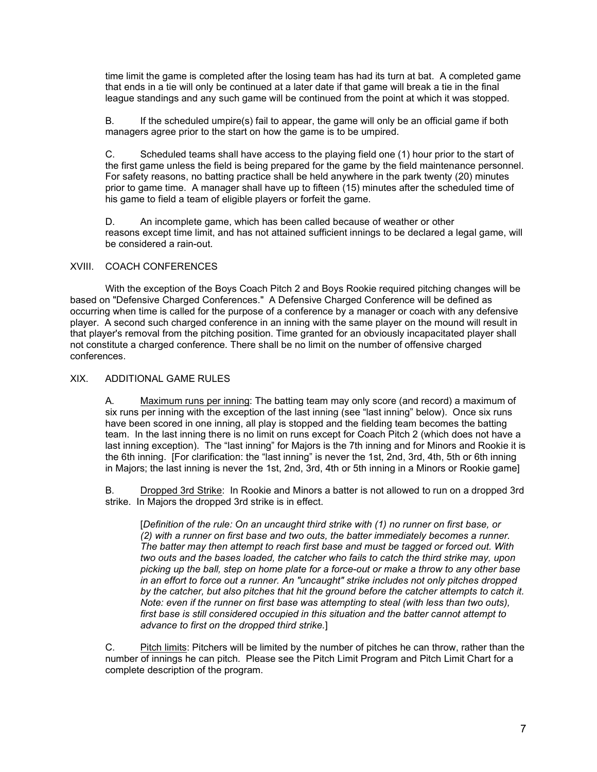time limit the game is completed after the losing team has had its turn at bat. A completed game that ends in a tie will only be continued at a later date if that game will break a tie in the final league standings and any such game will be continued from the point at which it was stopped.

B. If the scheduled umpire(s) fail to appear, the game will only be an official game if both managers agree prior to the start on how the game is to be umpired.

C. Scheduled teams shall have access to the playing field one (1) hour prior to the start of the first game unless the field is being prepared for the game by the field maintenance personnel. For safety reasons, no batting practice shall be held anywhere in the park twenty (20) minutes prior to game time. A manager shall have up to fifteen (15) minutes after the scheduled time of his game to field a team of eligible players or forfeit the game.

D. An incomplete game, which has been called because of weather or other reasons except time limit, and has not attained sufficient innings to be declared a legal game, will be considered a rain-out.

## XVIII. COACH CONFERENCES

With the exception of the Boys Coach Pitch 2 and Boys Rookie required pitching changes will be based on "Defensive Charged Conferences." A Defensive Charged Conference will be defined as occurring when time is called for the purpose of a conference by a manager or coach with any defensive player. A second such charged conference in an inning with the same player on the mound will result in that player's removal from the pitching position. Time granted for an obviously incapacitated player shall not constitute a charged conference. There shall be no limit on the number of offensive charged conferences.

## XIX. ADDITIONAL GAME RULES

A. <u>Maximum runs per inning</u>: The batting team may only score (and record) a maximum of six runs per inning with the exception of the last inning (see "last inning" below). Once six runs have been scored in one inning, all play is stopped and the fielding team becomes the batting team. In the last inning there is no limit on runs except for Coach Pitch 2 (which does not have a last inning exception). The "last inning" for Majors is the 7th inning and for Minors and Rookie it is the 6th inning. [For clarification: the "last inning" is never the 1st, 2nd, 3rd, 4th, 5th or 6th inning in Majors; the last inning is never the 1st, 2nd, 3rd, 4th or 5th inning in a Minors or Rookie game]

B. <u>Dropped 3rd Strike</u>: In Rookie and Minors a batter is not allowed to run on a dropped 3rd strike. In Majors the dropped 3rd strike is in effect.

> [*Definition of the rule: On an uncaught third strike with (1) no runner on first base, or (2) with a runner on first base and two outs, the batter immediately becomes a runner. The batter may then attempt to reach first base and must be tagged or forced out. With two outs and the bases loaded, the catcher who fails to catch the third strike may, upon picking up the ball, step on home plate for a force-out or make a throw to any other base in an effort to force out a runner. An "uncaught" strike includes not only pitches dropped by the catcher, but also pitches that hit the ground before the catcher attempts to catch it. Note: even if the runner on first base was attempting to steal (with less than two outs), first base is still considered occupied in this situation and the batter cannot attempt to advance to first on the dropped third strike.*]

C. <u>Pitch limits</u>: Pitchers will be limited by the number of pitches he can throw, rather than the number of innings he can pitch. Please see the Pitch Limit Program and Pitch Limit Chart for a complete description of the program.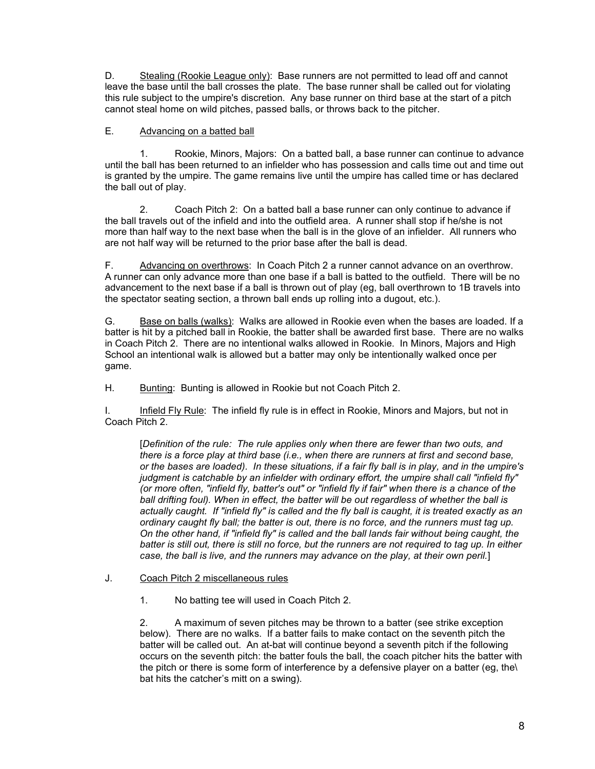D. <u>Stealing (Rookie League only)</u>: Base runners are not permitted to lead off and cannot leave the base until the ball crosses the plate. The base runner shall be called out for violating this rule subject to the umpire's discretion. Any base runner on third base at the start of a pitch cannot steal home on wild pitches, passed balls, or throws back to the pitcher.

E. <u>Advancing on a batted ball</u>

1. Rookie, Minors, Majors: On a batted ball, a base runner can continue to advance until the ball has been returned to an infielder who has possession and calls time out and time out is granted by the umpire. The game remains live until the umpire has called time or has declared the ball out of play.

2. Coach Pitch 2: On a batted ball a base runner can only continue to advance if the ball travels out of the infield and into the outfield area. A runner shall stop if he/she is not more than half way to the next base when the ball is in the glove of an infielder. All runners who are not half way will be returned to the prior base after the ball is dead.

F. <u>Advancing on overthrows</u>: In Coach Pitch 2 a runner cannot advance on an overthrow. A runner can only advance more than one base if a ball is batted to the outfield. There will be no advancement to the next base if a ball is thrown out of play (eg, ball overthrown to 1B travels into the spectator seating section, a thrown ball ends up rolling into a dugout, etc.).

G. <u>Base on balls (walks)</u>: Walks are allowed in Rookie even when the bases are loaded. If a batter is hit by a pitched ball in Rookie, the batter shall be awarded first base. There are no walks in Coach Pitch 2. There are no intentional walks allowed in Rookie. In Minors, Majors and High School an intentional walk is allowed but a batter may only be intentionally walked once per game.

H. <u>Bunting</u>: Bunting is allowed in Rookie but not Coach Pitch 2.

I. <u>Infield Fly Rule</u>: The infield fly rule is in effect in Rookie, Minors and Majors, but not in Coach Pitch 2.

[*Definition of the rule: The rule applies only when there are fewer than two outs, and there is a force play at third base (i.e., when there are runners at first and second base, or the bases are loaded). In these situations, if a fair fly ball is in play, and in the umpire's judgment is catchable by an infielder with ordinary effort, the umpire shall call "infield fly" (or more often, "infield fly, batter's out" or "infield fly if fair" when there is a chance of the ball drifting foul). When in effect, the batter will be out regardless of whether the ball is actually caught. If "infield fly" is called and the fly ball is caught, it is treated exactly as an ordinary caught fly ball; the batter is out, there is no force, and the runners must tag up. On the other hand, if "infield fly" is called and the ball lands fair without being caught, the batter is still out, there is still no force, but the runners are not required to tag up. In either case, the ball is live, and the runners may advance on the play, at their own peril.*]

J. <u>Coach Pitch 2 miscellaneous rules</u>

1. No batting tee will used in Coach Pitch 2.

2. A maximum of seven pitches may be thrown to a batter (see strike exception below). There are no walks. If a batter fails to make contact on the seventh pitch the batter will be called out. An at-bat will continue beyond a seventh pitch if the following occurs on the seventh pitch: the batter fouls the ball, the coach pitcher hits the batter with the pitch or there is some form of interference by a defensive player on a batter (eg, the\ bat hits the catcher's mitt on a swing).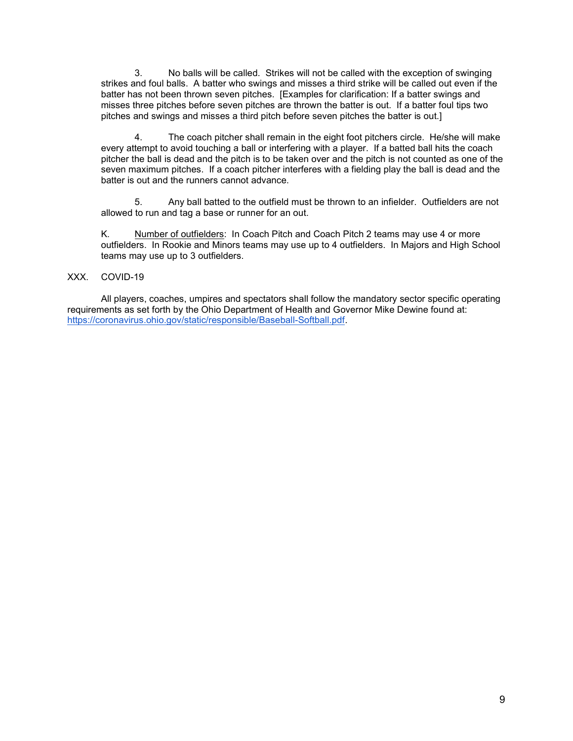3. No balls will be called. Strikes will not be called with the exception of swinging strikes and foul balls. A batter who swings and misses a third strike will be called out even if the batter has not been thrown seven pitches. [Examples for clarification: If a batter swings and misses three pitches before seven pitches are thrown the batter is out. If a batter foul tips two pitches and swings and misses a third pitch before seven pitches the batter is out.]

4. The coach pitcher shall remain in the eight foot pitchers circle. He/she will make every attempt to avoid touching a ball or interfering with a player. If a batted ball hits the coach pitcher the ball is dead and the pitch is to be taken over and the pitch is not counted as one of the seven maximum pitches. If a coach pitcher interferes with a fielding play the ball is dead and the batter is out and the runners cannot advance.

5. Any ball batted to the outfield must be thrown to an infielder. Outfielders are not allowed to run and tag a base or runner for an out.

K. Number of outfielders: In Coach Pitch and Coach Pitch 2 teams may use 4 or more outfielders. In Rookie and Minors teams may use up to 4 outfielders. In Majors and High School teams may use up to 3 outfielders.

## XXX. COVID-19

All players, coaches, umpires and spectators shall follow the mandatory sector specific operating requirements as set forth by the Ohio Department of Health and Governor Mike Dewine found at: https://coronavirus.ohio.gov/static/responsible/Baseball-Softball.pdf.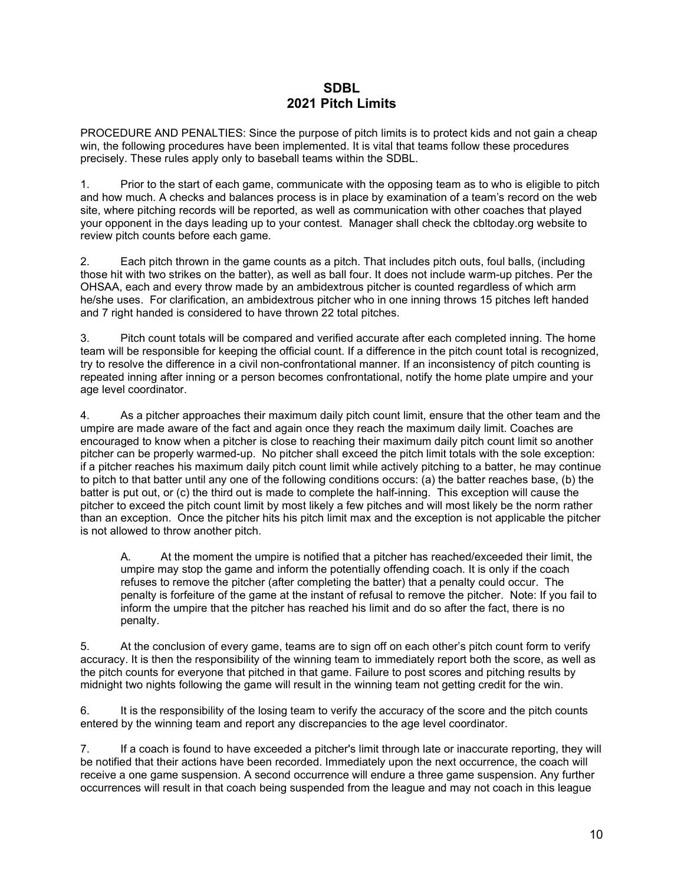# SDBL
# 2021 Pitch Limits

PROCEDURE AND PENALTIES: Since the purpose of pitch limits is to protect kids and not gain a cheap win, the following procedures have been implemented. It is vital that teams follow these procedures precisely. These rules apply only to baseball teams within the SDBL.

1. Prior to the start of each game, communicate with the opposing team as to who is eligible to pitch and how much. A checks and balances process is in place by examination of a team's record on the web site, where pitching records will be reported, as well as communication with other coaches that played your opponent in the days leading up to your contest. Manager shall check the cbltoday.org website to review pitch counts before each game.

2. Each pitch thrown in the game counts as a pitch. That includes pitch outs, foul balls, (including those hit with two strikes on the batter), as well as ball four. It does not include warm-up pitches. Per the OHSAA, each and every throw made by an ambidextrous pitcher is counted regardless of which arm he/she uses. For clarification, an ambidextrous pitcher who in one inning throws 15 pitches left handed and 7 right handed is considered to have thrown 22 total pitches.

3. Pitch count totals will be compared and verified accurate after each completed inning. The home team will be responsible for keeping the official count. If a difference in the pitch count total is recognized, try to resolve the difference in a civil non-confrontational manner. If an inconsistency of pitch counting is repeated inning after inning or a person becomes confrontational, notify the home plate umpire and your age level coordinator.

4. As a pitcher approaches their maximum daily pitch count limit, ensure that the other team and the umpire are made aware of the fact and again once they reach the maximum daily limit. Coaches are encouraged to know when a pitcher is close to reaching their maximum daily pitch count limit so another pitcher can be properly warmed-up. No pitcher shall exceed the pitch limit totals with the sole exception: if a pitcher reaches his maximum daily pitch count limit while actively pitching to a batter, he may continue to pitch to that batter until any one of the following conditions occurs: (a) the batter reaches base, (b) the batter is put out, or (c) the third out is made to complete the half-inning. This exception will cause the pitcher to exceed the pitch count limit by most likely a few pitches and will most likely be the norm rather than an exception. Once the pitcher hits his pitch limit max and the exception is not applicable the pitcher is not allowed to throw another pitch.

   A. At the moment the umpire is notified that a pitcher has reached/exceeded their limit, the umpire may stop the game and inform the potentially offending coach. It is only if the coach refuses to remove the pitcher (after completing the batter) that a penalty could occur. The penalty is forfeiture of the game at the instant of refusal to remove the pitcher. Note: If you fail to inform the umpire that the pitcher has reached his limit and do so after the fact, there is no penalty.

5. At the conclusion of every game, teams are to sign off on each other's pitch count form to verify accuracy. It is then the responsibility of the winning team to immediately report both the score, as well as the pitch counts for everyone that pitched in that game. Failure to post scores and pitching results by midnight two nights following the game will result in the winning team not getting credit for the win.

6. It is the responsibility of the losing team to verify the accuracy of the score and the pitch counts entered by the winning team and report any discrepancies to the age level coordinator.

7. If a coach is found to have exceeded a pitcher's limit through late or inaccurate reporting, they will be notified that their actions have been recorded. Immediately upon the next occurrence, the coach will receive a one game suspension. A second occurrence will endure a three game suspension. Any further occurrences will result in that coach being suspended from the league and may not coach in this league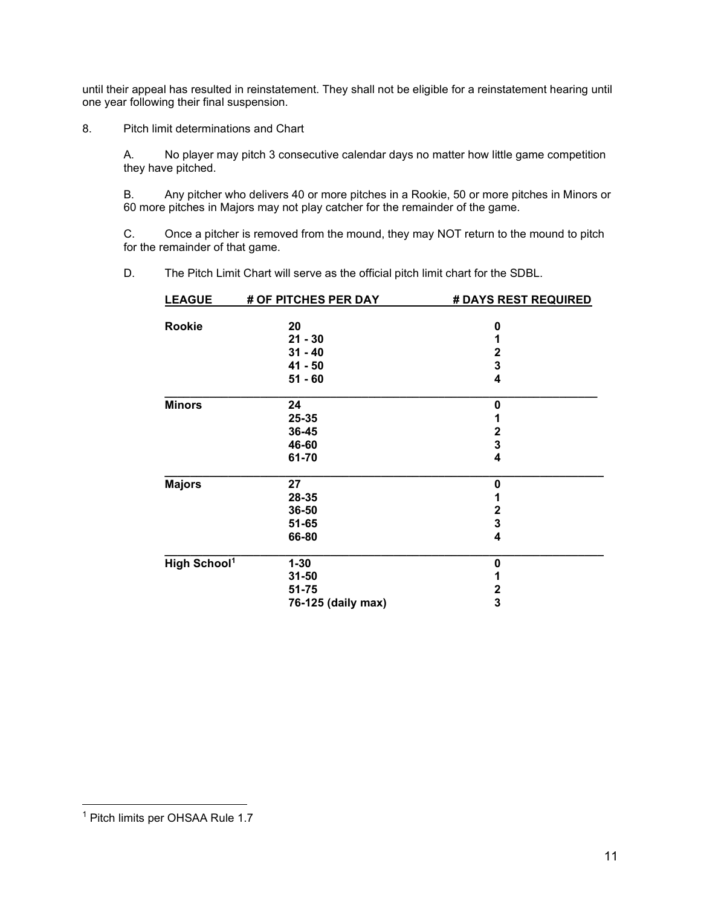until their appeal has resulted in reinstatement. They shall not be eligible for a reinstatement hearing until one year following their final suspension.

8. Pitch limit determinations and Chart

   A. No player may pitch 3 consecutive calendar days no matter how little game competition they have pitched.

   B. Any pitcher who delivers 40 or more pitches in a Rookie, 50 or more pitches in Minors or 60 more pitches in Majors may not play catcher for the remainder of the game.

   C. Once a pitcher is removed from the mound, they may NOT return to the mound to pitch for the remainder of that game.

   D. The Pitch Limit Chart will serve as the official pitch limit chart for the SDBL.

| LEAGUE | # OF PITCHES PER DAY | # DAYS REST REQUIRED |
|---|---|---|
| **Rookie** | **20** | **0** |
| | **21 - 30** | **1** |
| | **31 - 40** | **2** |
| | **41 - 50** | **3** |
| | **51 - 60** | **4** |
| **Minors** | **24** | **0** |
| | **25-35** | **1** |
| | **36-45** | **2** |
| | **46-60** | **3** |
| | **61-70** | **4** |
| **Majors** | **27** | **0** |
| | **28-35** | **1** |
| | **36-50** | **2** |
| | **51-65** | **3** |
| | **66-80** | **4** |
| **High School**[1] | **1-30** | **0** |
| | **31-50** | **1** |
| | **51-75** | **2** |
| | **76-125 (daily max)** | **3** |

[1] Pitch limits per OHSAA Rule 1.7